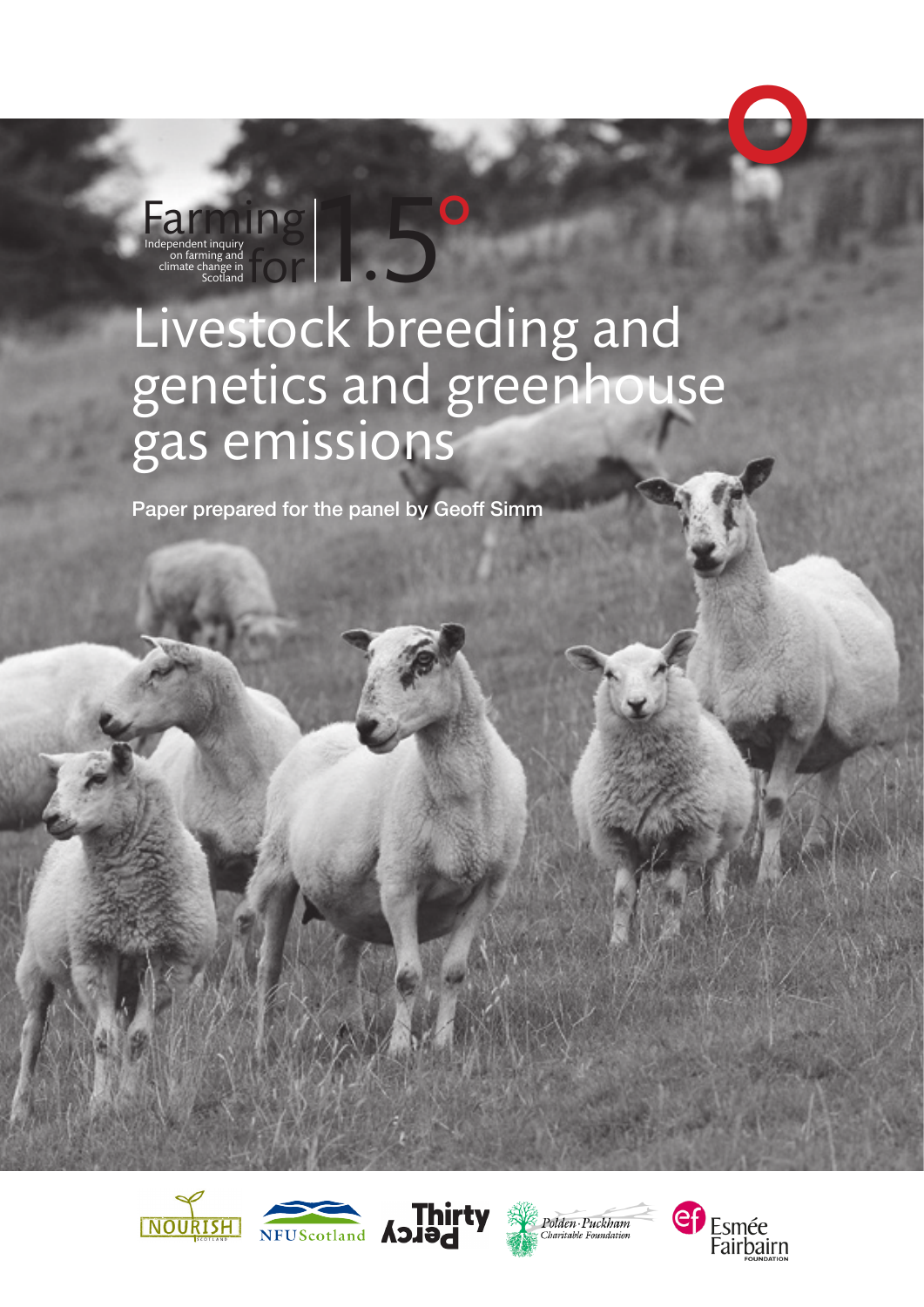Farming for 1.5°

Independent inquiry on farming and climate change in Scotland

# Livestock breeding and genetics and greenhouse gas emissions

**Paper prepared for the panel by Geoff Simm**

NOURISH SCOTLAND · NFU Scotland · Thirty Percy · Polden-Puckham Charitable Foundation · Esmée Fairbairn Foundation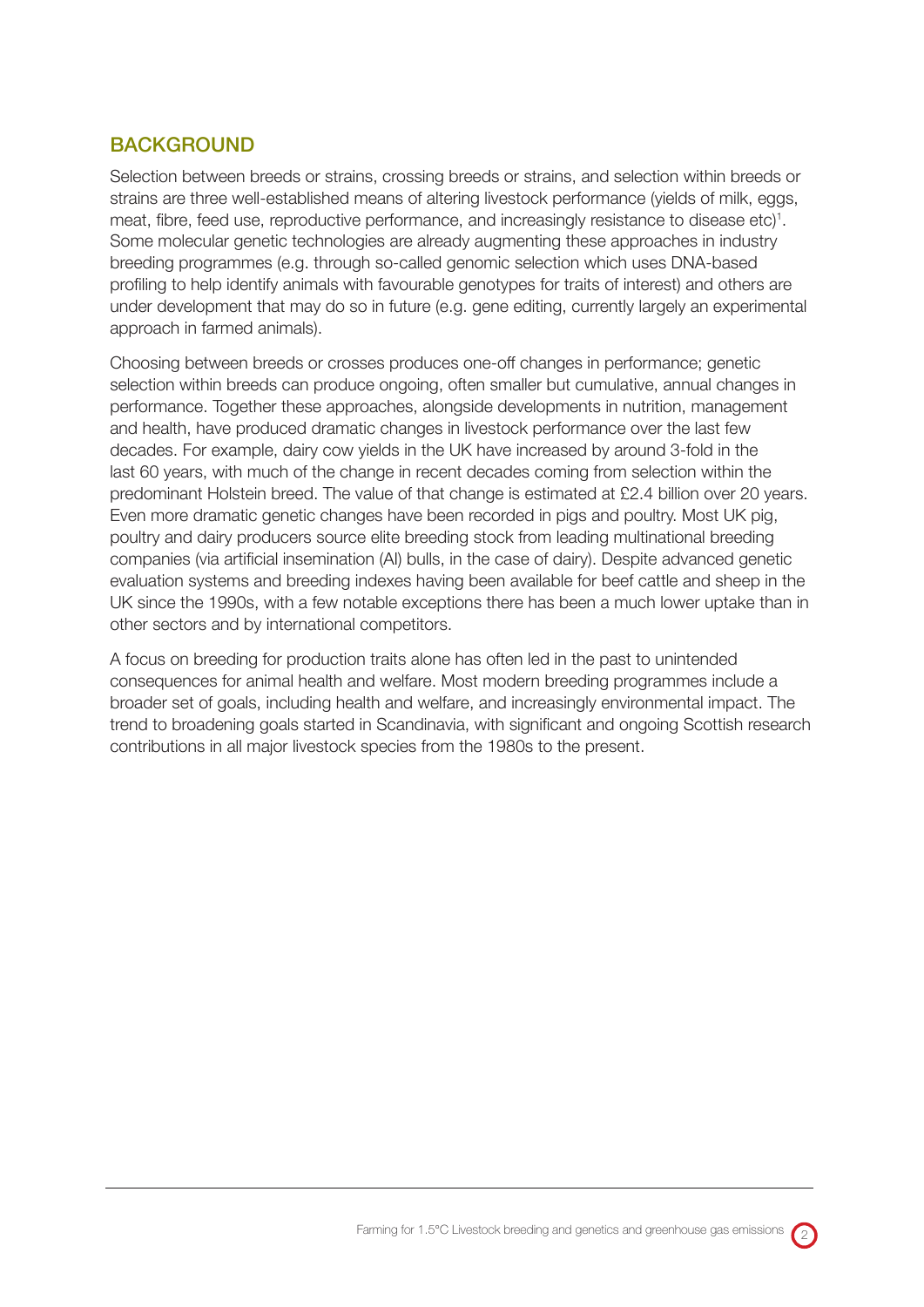## BACKGROUND

Selection between breeds or strains, crossing breeds or strains, and selection within breeds or strains are three well-established means of altering livestock performance (yields of milk, eggs, meat, fibre, feed use, reproductive performance, and increasingly resistance to disease etc)[1]. Some molecular genetic technologies are already augmenting these approaches in industry breeding programmes (e.g. through so-called genomic selection which uses DNA-based profiling to help identify animals with favourable genotypes for traits of interest) and others are under development that may do so in future (e.g. gene editing, currently largely an experimental approach in farmed animals).

Choosing between breeds or crosses produces one-off changes in performance; genetic selection within breeds can produce ongoing, often smaller but cumulative, annual changes in performance. Together these approaches, alongside developments in nutrition, management and health, have produced dramatic changes in livestock performance over the last few decades. For example, dairy cow yields in the UK have increased by around 3-fold in the last 60 years, with much of the change in recent decades coming from selection within the predominant Holstein breed. The value of that change is estimated at £2.4 billion over 20 years. Even more dramatic genetic changes have been recorded in pigs and poultry. Most UK pig, poultry and dairy producers source elite breeding stock from leading multinational breeding companies (via artificial insemination (AI) bulls, in the case of dairy). Despite advanced genetic evaluation systems and breeding indexes having been available for beef cattle and sheep in the UK since the 1990s, with a few notable exceptions there has been a much lower uptake than in other sectors and by international competitors.

A focus on breeding for production traits alone has often led in the past to unintended consequences for animal health and welfare. Most modern breeding programmes include a broader set of goals, including health and welfare, and increasingly environmental impact. The trend to broadening goals started in Scandinavia, with significant and ongoing Scottish research contributions in all major livestock species from the 1980s to the present.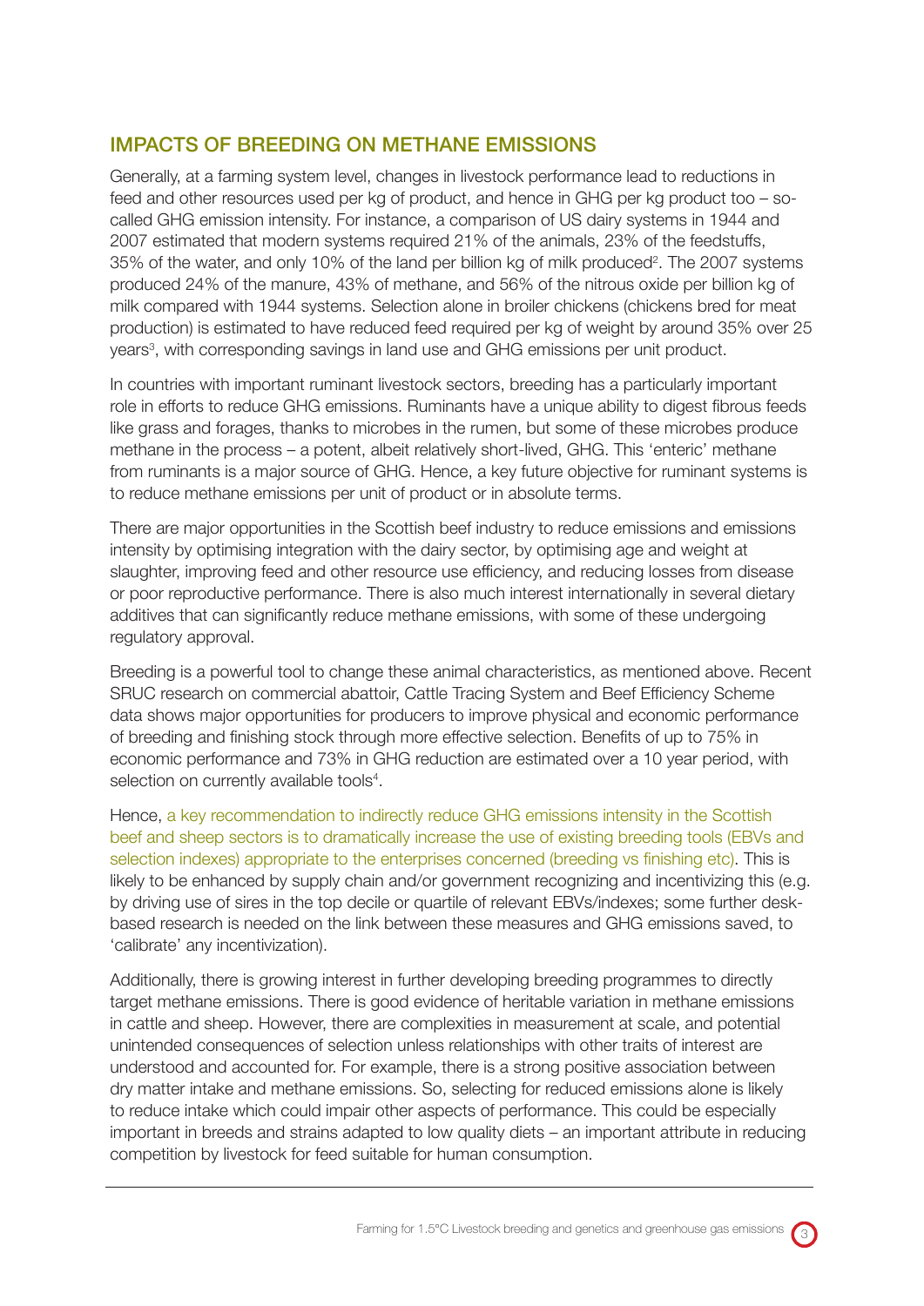## IMPACTS OF BREEDING ON METHANE EMISSIONS

Generally, at a farming system level, changes in livestock performance lead to reductions in feed and other resources used per kg of product, and hence in GHG per kg product too – so-called GHG emission intensity. For instance, a comparison of US dairy systems in 1944 and 2007 estimated that modern systems required 21% of the animals, 23% of the feedstuffs, 35% of the water, and only 10% of the land per billion kg of milk produced[2]. The 2007 systems produced 24% of the manure, 43% of methane, and 56% of the nitrous oxide per billion kg of milk compared with 1944 systems. Selection alone in broiler chickens (chickens bred for meat production) is estimated to have reduced feed required per kg of weight by around 35% over 25 years[3], with corresponding savings in land use and GHG emissions per unit product.

In countries with important ruminant livestock sectors, breeding has a particularly important role in efforts to reduce GHG emissions. Ruminants have a unique ability to digest fibrous feeds like grass and forages, thanks to microbes in the rumen, but some of these microbes produce methane in the process – a potent, albeit relatively short-lived, GHG. This 'enteric' methane from ruminants is a major source of GHG. Hence, a key future objective for ruminant systems is to reduce methane emissions per unit of product or in absolute terms.

There are major opportunities in the Scottish beef industry to reduce emissions and emissions intensity by optimising integration with the dairy sector, by optimising age and weight at slaughter, improving feed and other resource use efficiency, and reducing losses from disease or poor reproductive performance. There is also much interest internationally in several dietary additives that can significantly reduce methane emissions, with some of these undergoing regulatory approval.

Breeding is a powerful tool to change these animal characteristics, as mentioned above. Recent SRUC research on commercial abattoir, Cattle Tracing System and Beef Efficiency Scheme data shows major opportunities for producers to improve physical and economic performance of breeding and finishing stock through more effective selection. Benefits of up to 75% in economic performance and 73% in GHG reduction are estimated over a 10 year period, with selection on currently available tools[4].

Hence, a key recommendation to indirectly reduce GHG emissions intensity in the Scottish beef and sheep sectors is to dramatically increase the use of existing breeding tools (EBVs and selection indexes) appropriate to the enterprises concerned (breeding vs finishing etc). This is likely to be enhanced by supply chain and/or government recognizing and incentivizing this (e.g. by driving use of sires in the top decile or quartile of relevant EBVs/indexes; some further desk-based research is needed on the link between these measures and GHG emissions saved, to 'calibrate' any incentivization).

Additionally, there is growing interest in further developing breeding programmes to directly target methane emissions. There is good evidence of heritable variation in methane emissions in cattle and sheep. However, there are complexities in measurement at scale, and potential unintended consequences of selection unless relationships with other traits of interest are understood and accounted for. For example, there is a strong positive association between dry matter intake and methane emissions. So, selecting for reduced emissions alone is likely to reduce intake which could impair other aspects of performance. This could be especially important in breeds and strains adapted to low quality diets – an important attribute in reducing competition by livestock for feed suitable for human consumption.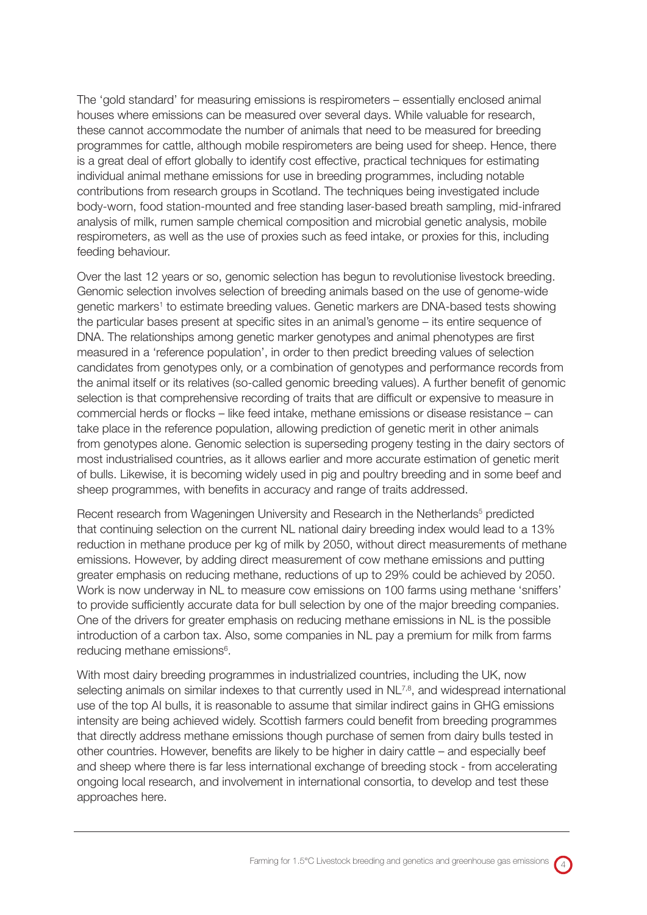The 'gold standard' for measuring emissions is respirometers – essentially enclosed animal houses where emissions can be measured over several days. While valuable for research, these cannot accommodate the number of animals that need to be measured for breeding programmes for cattle, although mobile respirometers are being used for sheep. Hence, there is a great deal of effort globally to identify cost effective, practical techniques for estimating individual animal methane emissions for use in breeding programmes, including notable contributions from research groups in Scotland. The techniques being investigated include body-worn, food station-mounted and free standing laser-based breath sampling, mid-infrared analysis of milk, rumen sample chemical composition and microbial genetic analysis, mobile respirometers, as well as the use of proxies such as feed intake, or proxies for this, including feeding behaviour.

Over the last 12 years or so, genomic selection has begun to revolutionise livestock breeding. Genomic selection involves selection of breeding animals based on the use of genome-wide genetic markers[1] to estimate breeding values. Genetic markers are DNA-based tests showing the particular bases present at specific sites in an animal's genome – its entire sequence of DNA. The relationships among genetic marker genotypes and animal phenotypes are first measured in a 'reference population', in order to then predict breeding values of selection candidates from genotypes only, or a combination of genotypes and performance records from the animal itself or its relatives (so-called genomic breeding values). A further benefit of genomic selection is that comprehensive recording of traits that are difficult or expensive to measure in commercial herds or flocks – like feed intake, methane emissions or disease resistance – can take place in the reference population, allowing prediction of genetic merit in other animals from genotypes alone. Genomic selection is superseding progeny testing in the dairy sectors of most industrialised countries, as it allows earlier and more accurate estimation of genetic merit of bulls. Likewise, it is becoming widely used in pig and poultry breeding and in some beef and sheep programmes, with benefits in accuracy and range of traits addressed.

Recent research from Wageningen University and Research in the Netherlands[5] predicted that continuing selection on the current NL national dairy breeding index would lead to a 13% reduction in methane produce per kg of milk by 2050, without direct measurements of methane emissions. However, by adding direct measurement of cow methane emissions and putting greater emphasis on reducing methane, reductions of up to 29% could be achieved by 2050. Work is now underway in NL to measure cow emissions on 100 farms using methane 'sniffers' to provide sufficiently accurate data for bull selection by one of the major breeding companies. One of the drivers for greater emphasis on reducing methane emissions in NL is the possible introduction of a carbon tax. Also, some companies in NL pay a premium for milk from farms reducing methane emissions[6].

With most dairy breeding programmes in industrialized countries, including the UK, now selecting animals on similar indexes to that currently used in NL[7,8], and widespread international use of the top AI bulls, it is reasonable to assume that similar indirect gains in GHG emissions intensity are being achieved widely. Scottish farmers could benefit from breeding programmes that directly address methane emissions though purchase of semen from dairy bulls tested in other countries. However, benefits are likely to be higher in dairy cattle – and especially beef and sheep where there is far less international exchange of breeding stock - from accelerating ongoing local research, and involvement in international consortia, to develop and test these approaches here.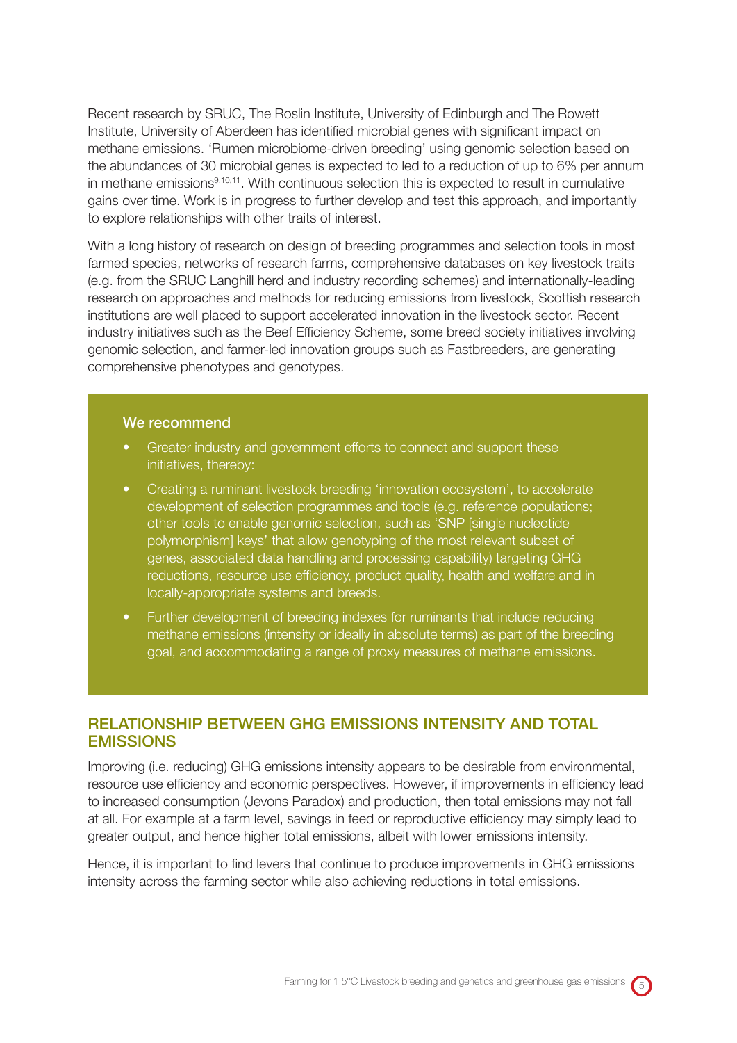Recent research by SRUC, The Roslin Institute, University of Edinburgh and The Rowett Institute, University of Aberdeen has identified microbial genes with significant impact on methane emissions. 'Rumen microbiome-driven breeding' using genomic selection based on the abundances of 30 microbial genes is expected to led to a reduction of up to 6% per annum in methane emissions[9,10,11]. With continuous selection this is expected to result in cumulative gains over time. Work is in progress to further develop and test this approach, and importantly to explore relationships with other traits of interest.

With a long history of research on design of breeding programmes and selection tools in most farmed species, networks of research farms, comprehensive databases on key livestock traits (e.g. from the SRUC Langhill herd and industry recording schemes) and internationally-leading research on approaches and methods for reducing emissions from livestock, Scottish research institutions are well placed to support accelerated innovation in the livestock sector. Recent industry initiatives such as the Beef Efficiency Scheme, some breed society initiatives involving genomic selection, and farmer-led innovation groups such as Fastbreeders, are generating comprehensive phenotypes and genotypes.

**We recommend**

- Greater industry and government efforts to connect and support these initiatives, thereby:
- Creating a ruminant livestock breeding 'innovation ecosystem', to accelerate development of selection programmes and tools (e.g. reference populations; other tools to enable genomic selection, such as 'SNP [single nucleotide polymorphism] keys' that allow genotyping of the most relevant subset of genes, associated data handling and processing capability) targeting GHG reductions, resource use efficiency, product quality, health and welfare and in locally-appropriate systems and breeds.
- Further development of breeding indexes for ruminants that include reducing methane emissions (intensity or ideally in absolute terms) as part of the breeding goal, and accommodating a range of proxy measures of methane emissions.

## RELATIONSHIP BETWEEN GHG EMISSIONS INTENSITY AND TOTAL EMISSIONS

Improving (i.e. reducing) GHG emissions intensity appears to be desirable from environmental, resource use efficiency and economic perspectives. However, if improvements in efficiency lead to increased consumption (Jevons Paradox) and production, then total emissions may not fall at all. For example at a farm level, savings in feed or reproductive efficiency may simply lead to greater output, and hence higher total emissions, albeit with lower emissions intensity.

Hence, it is important to find levers that continue to produce improvements in GHG emissions intensity across the farming sector while also achieving reductions in total emissions.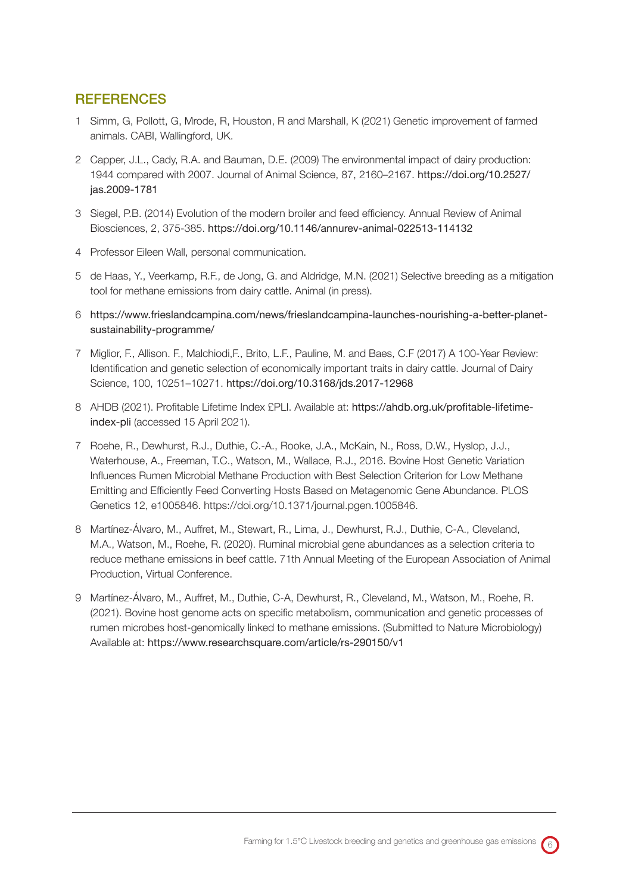## REFERENCES

1 Simm, G, Pollott, G, Mrode, R, Houston, R and Marshall, K (2021) Genetic improvement of farmed animals. CABI, Wallingford, UK.

2 Capper, J.L., Cady, R.A. and Bauman, D.E. (2009) The environmental impact of dairy production: 1944 compared with 2007. Journal of Animal Science, 87, 2160–2167. https://doi.org/10.2527/jas.2009-1781

3 Siegel, P.B. (2014) Evolution of the modern broiler and feed efficiency. Annual Review of Animal Biosciences, 2, 375-385. https://doi.org/10.1146/annurev-animal-022513-114132

4 Professor Eileen Wall, personal communication.

5 de Haas, Y., Veerkamp, R.F., de Jong, G. and Aldridge, M.N. (2021) Selective breeding as a mitigation tool for methane emissions from dairy cattle. Animal (in press).

6 https://www.frieslandcampina.com/news/frieslandcampina-launches-nourishing-a-better-planet-sustainability-programme/

7 Miglior, F., Allison. F., Malchiodi,F., Brito, L.F., Pauline, M. and Baes, C.F (2017) A 100-Year Review: Identification and genetic selection of economically important traits in dairy cattle. Journal of Dairy Science, 100, 10251–10271. https://doi.org/10.3168/jds.2017-12968

8 AHDB (2021). Profitable Lifetime Index £PLI. Available at: https://ahdb.org.uk/profitable-lifetime-index-pli (accessed 15 April 2021).

7 Roehe, R., Dewhurst, R.J., Duthie, C.-A., Rooke, J.A., McKain, N., Ross, D.W., Hyslop, J.J., Waterhouse, A., Freeman, T.C., Watson, M., Wallace, R.J., 2016. Bovine Host Genetic Variation Influences Rumen Microbial Methane Production with Best Selection Criterion for Low Methane Emitting and Efficiently Feed Converting Hosts Based on Metagenomic Gene Abundance. PLOS Genetics 12, e1005846. https://doi.org/10.1371/journal.pgen.1005846.

8 Martínez-Álvaro, M., Auffret, M., Stewart, R., Lima, J., Dewhurst, R.J., Duthie, C-A., Cleveland, M.A., Watson, M., Roehe, R. (2020). Ruminal microbial gene abundances as a selection criteria to reduce methane emissions in beef cattle. 71th Annual Meeting of the European Association of Animal Production, Virtual Conference.

9 Martínez-Álvaro, M., Auffret, M., Duthie, C-A, Dewhurst, R., Cleveland, M., Watson, M., Roehe, R. (2021). Bovine host genome acts on specific metabolism, communication and genetic processes of rumen microbes host-genomically linked to methane emissions. (Submitted to Nature Microbiology) Available at: https://www.researchsquare.com/article/rs-290150/v1